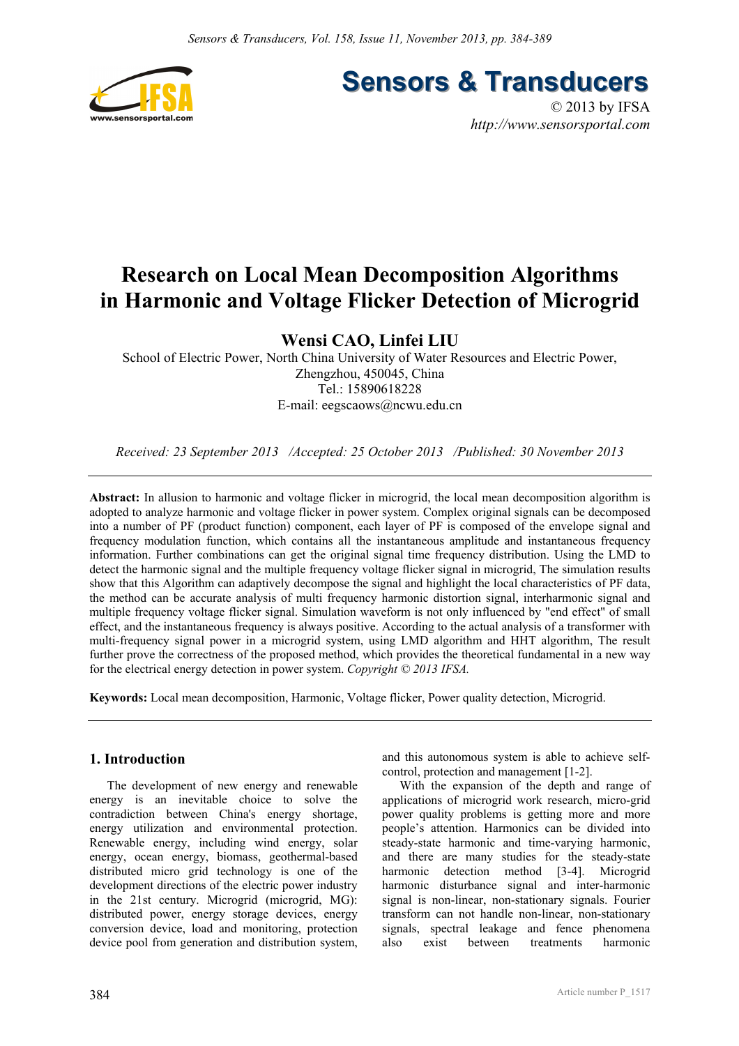# Research on Local Mean Decomposition Algorithms in Harmonic and Voltage Flicker Detection of Microgrid

**Wensi CAO, Linfei LIU**

School of Electric Power, North China University of Water Resources and Electric Power, Zhengzhou, 450045, China

Tel.: 15890618228

E-mail: eegscaows@ncwu.edu.cn

*Received: 23 September 2013 /Accepted: 25 October 2013 /Published: 30 November 2013*

---

**Abstract:** In allusion to harmonic and voltage flicker in microgrid, the local mean decomposition algorithm is adopted to analyze harmonic and voltage flicker in power system. Complex original signals can be decomposed into a number of PF (product function) component, each layer of PF is composed of the envelope signal and frequency modulation function, which contains all the instantaneous amplitude and instantaneous frequency information. Further combinations can get the original signal time frequency distribution. Using the LMD to detect the harmonic signal and the multiple frequency voltage flicker signal in microgrid, The simulation results show that this Algorithm can adaptively decompose the signal and highlight the local characteristics of PF data, the method can be accurate analysis of multi frequency harmonic distortion signal, interharmonic signal and multiple frequency voltage flicker signal. Simulation waveform is not only influenced by "end effect" of small effect, and the instantaneous frequency is always positive. According to the actual analysis of a transformer with multi-frequency signal power in a microgrid system, using LMD algorithm and HHT algorithm, The result further prove the correctness of the proposed method, which provides the theoretical fundamental in a new way for the electrical energy detection in power system. *Copyright © 2013 IFSA.*

**Keywords:** Local mean decomposition, Harmonic, Voltage flicker, Power quality detection, Microgrid.

---

## 1. Introduction

The development of new energy and renewable energy is an inevitable choice to solve the contradiction between China's energy shortage, energy utilization and environmental protection. Renewable energy, including wind energy, solar energy, ocean energy, biomass, geothermal-based distributed micro grid technology is one of the development directions of the electric power industry in the 21st century. Microgrid (microgrid, MG): distributed power, energy storage devices, energy conversion device, load and monitoring, protection device pool from generation and distribution system, and this autonomous system is able to achieve self-control, protection and management [1-2].

With the expansion of the depth and range of applications of microgrid work research, micro-grid power quality problems is getting more and more people's attention. Harmonics can be divided into steady-state harmonic and time-varying harmonic, and there are many studies for the steady-state harmonic detection method [3-4]. Microgrid harmonic disturbance signal and inter-harmonic signal is non-linear, non-stationary signals. Fourier transform can not handle non-linear, non-stationary signals, spectral leakage and fence phenomena also exist between treatments harmonic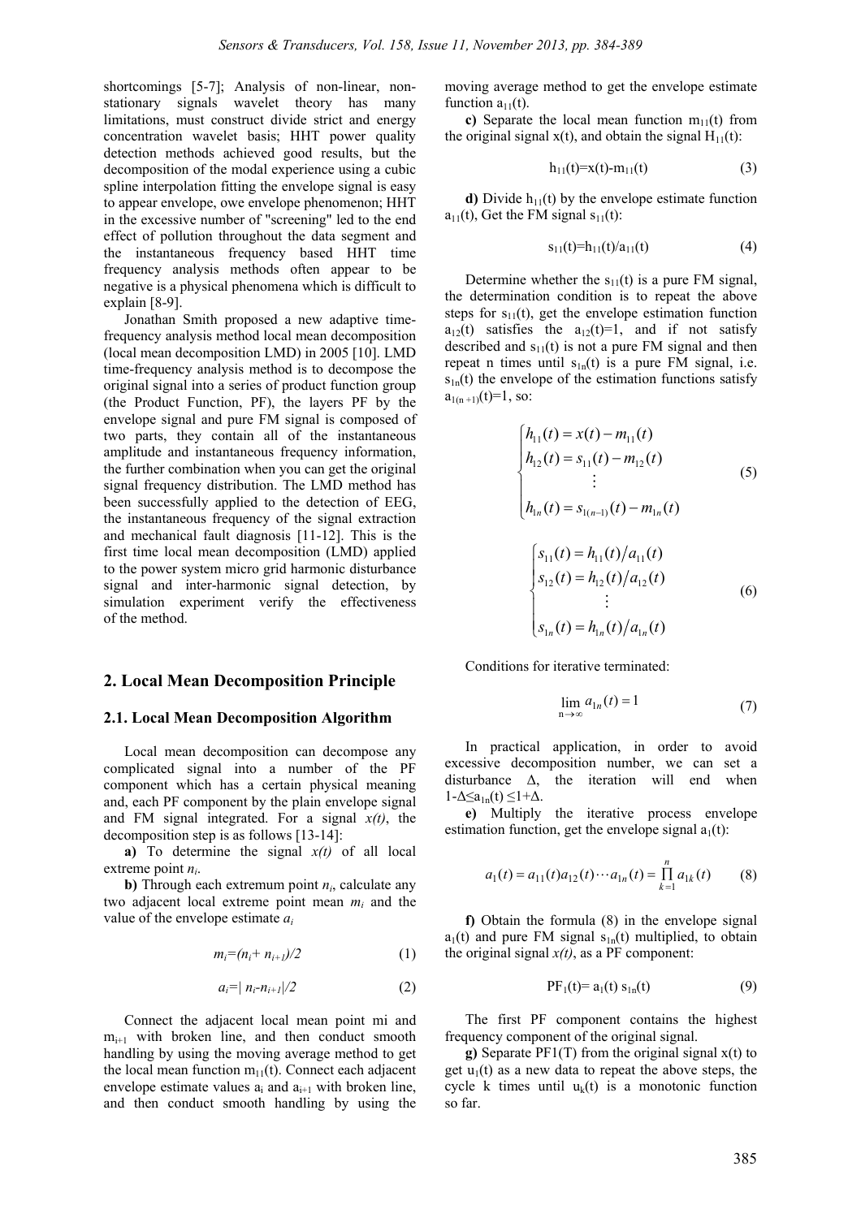shortcomings [5-7]; Analysis of non-linear, non-stationary signals wavelet theory has many limitations, must construct divide strict and energy concentration wavelet basis; HHT power quality detection methods achieved good results, but the decomposition of the modal experience using a cubic spline interpolation fitting the envelope signal is easy to appear envelope, owe envelope phenomenon; HHT in the excessive number of "screening" led to the end effect of pollution throughout the data segment and the instantaneous frequency based HHT time frequency analysis methods often appear to be negative is a physical phenomena which is difficult to explain [8-9].

Jonathan Smith proposed a new adaptive time-frequency analysis method local mean decomposition (local mean decomposition LMD) in 2005 [10]. LMD time-frequency analysis method is to decompose the original signal into a series of product function group (the Product Function, PF), the layers PF by the envelope signal and pure FM signal is composed of two parts, they contain all of the instantaneous amplitude and instantaneous frequency information, the further combination when you can get the original signal frequency distribution. The LMD method has been successfully applied to the detection of EEG, the instantaneous frequency of the signal extraction and mechanical fault diagnosis [11-12]. This is the first time local mean decomposition (LMD) applied to the power system micro grid harmonic disturbance signal and inter-harmonic signal detection, by simulation experiment verify the effectiveness of the method.

## 2. Local Mean Decomposition Principle

### 2.1. Local Mean Decomposition Algorithm

Local mean decomposition can decompose any complicated signal into a number of the PF component which has a certain physical meaning and, each PF component by the plain envelope signal and FM signal integrated. For a signal *x(t)*, the decomposition step is as follows [13-14]:

**a)** To determine the signal *x(t)* of all local extreme point $n_i$.

**b)** Through each extremum point $n_i$, calculate any two adjacent local extreme point mean $m_i$ and the value of the envelope estimate $a_i$

$$m_i=(n_i+ n_{i+1})/2 \tag{1}$$

$$a_i=| n_i-n_{i+1}|/2 \tag{2}$$

Connect the adjacent local mean point mi and $m_{i+1}$ with broken line, and then conduct smooth handling by using the moving average method to get the local mean function $m_{11}(t)$. Connect each adjacent envelope estimate values $a_i$ and $a_{i+1}$ with broken line, and then conduct smooth handling by using the moving average method to get the envelope estimate function $a_{11}(t)$.

**c)** Separate the local mean function $m_{11}(t)$ from the original signal x(t), and obtain the signal $H_{11}(t)$:

$$h_{11}(t)=x(t)-m_{11}(t) \tag{3}$$

**d)** Divide $h_{11}(t)$ by the envelope estimate function $a_{11}(t)$, Get the FM signal $s_{11}(t)$:

$$s_{11}(t)=h_{11}(t)/a_{11}(t) \tag{4}$$

Determine whether the $s_{11}(t)$ is a pure FM signal, the determination condition is to repeat the above steps for $s_{11}(t)$, get the envelope estimation function $a_{12}(t)$ satisfies the $a_{12}(t)=1$, and if not satisfy described and $s_{11}(t)$ is not a pure FM signal and then repeat n times until $s_{1n}(t)$ is a pure FM signal, i.e. $s_{1n}(t)$ the envelope of the estimation functions satisfy $a_{1(n+1)}(t)=1$, so:

$$\begin{cases} h_{11}(t) = x(t) - m_{11}(t) \\ h_{12}(t) = s_{11}(t) - m_{12}(t) \\ \quad\vdots \\ h_{1n}(t) = s_{1(n-1)}(t) - m_{1n}(t) \end{cases} \tag{5}$$

$$\begin{cases} s_{11}(t) = h_{11}(t)/a_{11}(t) \\ s_{12}(t) = h_{12}(t)/a_{12}(t) \\ \quad\vdots \\ s_{1n}(t) = h_{1n}(t)/a_{1n}(t) \end{cases} \tag{6}$$

Conditions for iterative terminated:

$$\lim_{n\to\infty} a_{1n}(t) = 1 \tag{7}$$

In practical application, in order to avoid excessive decomposition number, we can set a disturbance Δ, the iteration will end when $1-\Delta \le a_{1n}(t) \le 1+\Delta$.

**e)** Multiply the iterative process envelope estimation function, get the envelope signal $a_1(t)$:

$$a_1(t) = a_{11}(t)a_{12}(t)\cdots a_{1n}(t) = \prod_{k=1}^{n} a_{1k}(t) \tag{8}$$

**f)** Obtain the formula (8) in the envelope signal $a_1(t)$ and pure FM signal $s_{1n}(t)$ multiplied, to obtain the original signal *x(t)*, as a PF component:

$$PF_1(t)= a_1(t)\, s_{1n}(t) \tag{9}$$

The first PF component contains the highest frequency component of the original signal.

**g)** Separate PF1(T) from the original signal x(t) to get $u_1(t)$ as a new data to repeat the above steps, the cycle k times until $u_k(t)$ is a monotonic function so far.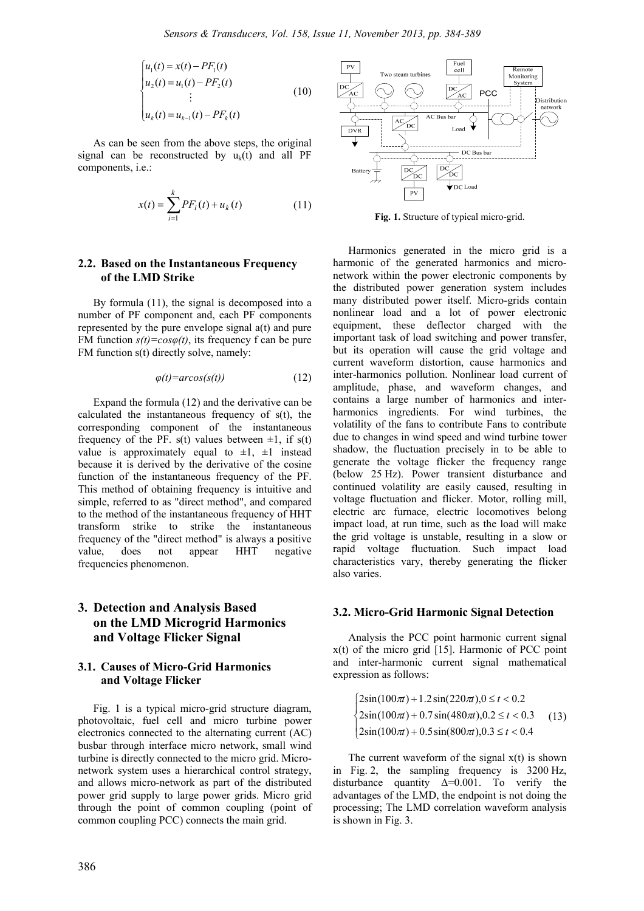$$\begin{cases} u_1(t) = x(t) - PF_1(t) \\ u_2(t) = u_1(t) - PF_2(t) \\ \vdots \\ u_k(t) = u_{k-1}(t) - PF_k(t) \end{cases} \tag{10}$$

As can be seen from the above steps, the original signal can be reconstructed by $u_k(t)$ and all PF components, i.e.:

$$x(t) = \sum_{i=1}^{k} PF_i(t) + u_k(t) \tag{11}$$

### 2.2. Based on the Instantaneous Frequency of the LMD Strike

By formula (11), the signal is decomposed into a number of PF component and, each PF components represented by the pure envelope signal a(t) and pure FM function $s(t)=cos\varphi(t)$, its frequency f can be pure FM function s(t) directly solve, namely:

$$\varphi(t)=arcos(s(t)) \tag{12}$$

Expand the formula (12) and the derivative can be calculated the instantaneous frequency of s(t), the corresponding component of the instantaneous frequency of the PF. s(t) values between ±1, if s(t) value is approximately equal to ±1, ±1 instead because it is derived by the derivative of the cosine function of the instantaneous frequency of the PF. This method of obtaining frequency is intuitive and simple, referred to as "direct method", and compared to the method of the instantaneous frequency of HHT transform strike to strike the instantaneous frequency of the "direct method" is always a positive value, does not appear HHT negative frequencies phenomenon.

## 3. Detection and Analysis Based on the LMD Microgrid Harmonics and Voltage Flicker Signal

### 3.1. Causes of Micro-Grid Harmonics and Voltage Flicker

Fig. 1 is a typical micro-grid structure diagram, photovoltaic, fuel cell and micro turbine power electronics connected to the alternating current (AC) busbar through interface micro network, small wind turbine is directly connected to the micro grid. Micro-network system uses a hierarchical control strategy, and allows micro-network as part of the distributed power grid supply to large power grids. Micro grid through the point of common coupling (point of common coupling PCC) connects the main grid.

Fig. 1. Structure of typical micro-grid.

Harmonics generated in the micro grid is a harmonic of the generated harmonics and micro-network within the power electronic components by the distributed power generation system includes many distributed power itself. Micro-grids contain nonlinear load and a lot of power electronic equipment, these deflector charged with the important task of load switching and power transfer, but its operation will cause the grid voltage and current waveform distortion, cause harmonics and inter-harmonics pollution. Nonlinear load current of amplitude, phase, and waveform changes, and contains a large number of harmonics and inter-harmonics ingredients. For wind turbines, the volatility of the fans to contribute Fans to contribute due to changes in wind speed and wind turbine tower shadow, the fluctuation precisely in to be able to generate the voltage flicker the frequency range (below 25 Hz). Power transient disturbance and continued volatility are easily caused, resulting in voltage fluctuation and flicker. Motor, rolling mill, electric arc furnace, electric locomotives belong impact load, at run time, such as the load will make the grid voltage is unstable, resulting in a slow or rapid voltage fluctuation. Such impact load characteristics vary, thereby generating the flicker also varies.

### 3.2. Micro-Grid Harmonic Signal Detection

Analysis the PCC point harmonic current signal x(t) of the micro grid [15]. Harmonic of PCC point and inter-harmonic current signal mathematical expression as follows:

$$\begin{cases} 2\sin(100\pi t) + 1.2\sin(220\pi t), 0 \le t < 0.2 \\ 2\sin(100\pi t) + 0.7\sin(480\pi t), 0.2 \le t < 0.3 \\ 2\sin(100\pi t) + 0.5\sin(800\pi t), 0.3 \le t < 0.4 \end{cases} \tag{13}$$

The current waveform of the signal x(t) is shown in Fig. 2, the sampling frequency is 3200 Hz, disturbance quantity $\Delta$=0.001. To verify the advantages of the LMD, the endpoint is not doing the processing; The LMD correlation waveform analysis is shown in Fig. 3.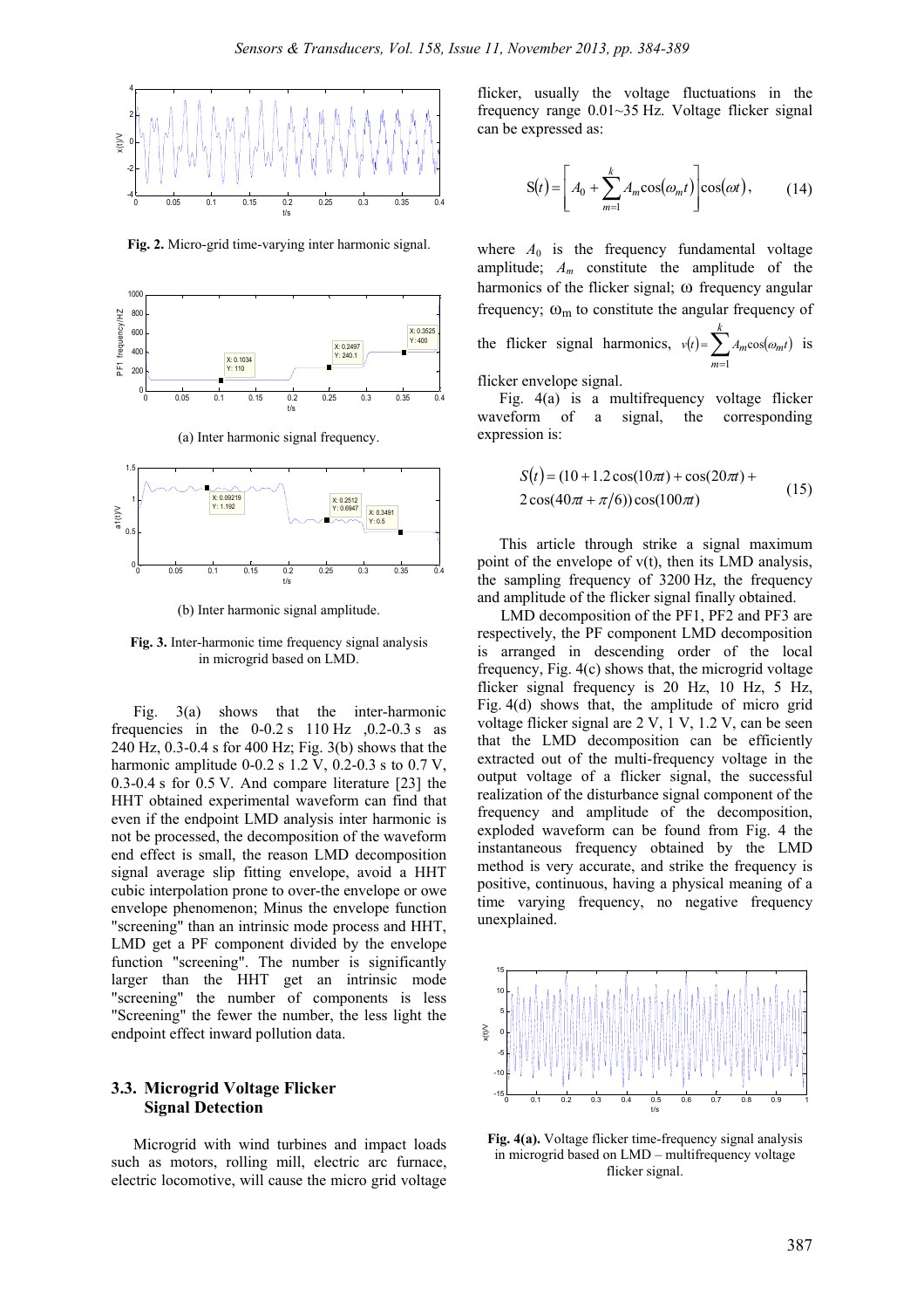Fig. 2. Micro-grid time-varying inter harmonic signal.

(a) Inter harmonic signal frequency.

(b) Inter harmonic signal amplitude.

**Fig. 3.** Inter-harmonic time frequency signal analysis in microgrid based on LMD.

Fig. 3(a) shows that the inter-harmonic frequencies in the 0-0.2 s 110 Hz ,0.2-0.3 s as 240 Hz, 0.3-0.4 s for 400 Hz; Fig. 3(b) shows that the harmonic amplitude 0-0.2 s 1.2 V, 0.2-0.3 s to 0.7 V, 0.3-0.4 s for 0.5 V. And compare literature [23] the HHT obtained experimental waveform can find that even if the endpoint LMD analysis inter harmonic is not be processed, the decomposition of the waveform end effect is small, the reason LMD decomposition signal average slip fitting envelope, avoid a HHT cubic interpolation prone to over-the envelope or owe envelope phenomenon; Minus the envelope function "screening" than an intrinsic mode process and HHT, LMD get a PF component divided by the envelope function "screening". The number is significantly larger than the HHT get an intrinsic mode "screening" the number of components is less "Screening" the fewer the number, the less light the endpoint effect inward pollution data.

## 3.3. Microgrid Voltage Flicker Signal Detection

Microgrid with wind turbines and impact loads such as motors, rolling mill, electric arc furnace, electric locomotive, will cause the micro grid voltage flicker, usually the voltage fluctuations in the frequency range 0.01~35 Hz. Voltage flicker signal can be expressed as:

$$S(t) = \left[ A_0 + \sum_{m=1}^{k} A_m \cos(\omega_m t) \right] \cos(\omega t), \tag{14}$$

where $A_0$ is the frequency fundamental voltage amplitude; $A_m$ constitute the amplitude of the harmonics of the flicker signal; ω frequency angular frequency; $\omega_m$ to constitute the angular frequency of the flicker signal harmonics, $v(t) = \sum_{m=1}^{k} A_m \cos(\omega_m t)$ is flicker envelope signal.

Fig. 4(a) is a multifrequency voltage flicker waveform of a signal, the corresponding expression is:

$$S(t) = (10 + 1.2\cos(10\pi t) + \cos(20\pi t) + 2\cos(40\pi t + \pi/6))\cos(100\pi t) \tag{15}$$

This article through strike a signal maximum point of the envelope of v(t), then its LMD analysis, the sampling frequency of 3200 Hz, the frequency and amplitude of the flicker signal finally obtained.

LMD decomposition of the PF1, PF2 and PF3 are respectively, the PF component LMD decomposition is arranged in descending order of the local frequency, Fig. 4(c) shows that, the microgrid voltage flicker signal frequency is 20 Hz, 10 Hz, 5 Hz, Fig. 4(d) shows that, the amplitude of micro grid voltage flicker signal are 2 V, 1 V, 1.2 V, can be seen that the LMD decomposition can be efficiently extracted out of the multi-frequency voltage in the output voltage of a flicker signal, the successful realization of the disturbance signal component of the frequency and amplitude of the decomposition, exploded waveform can be found from Fig. 4 the instantaneous frequency obtained by the LMD method is very accurate, and strike the frequency is positive, continuous, having a physical meaning of a time varying frequency, no negative frequency unexplained.

**Fig. 4(a).** Voltage flicker time-frequency signal analysis in microgrid based on LMD – multifrequency voltage flicker signal.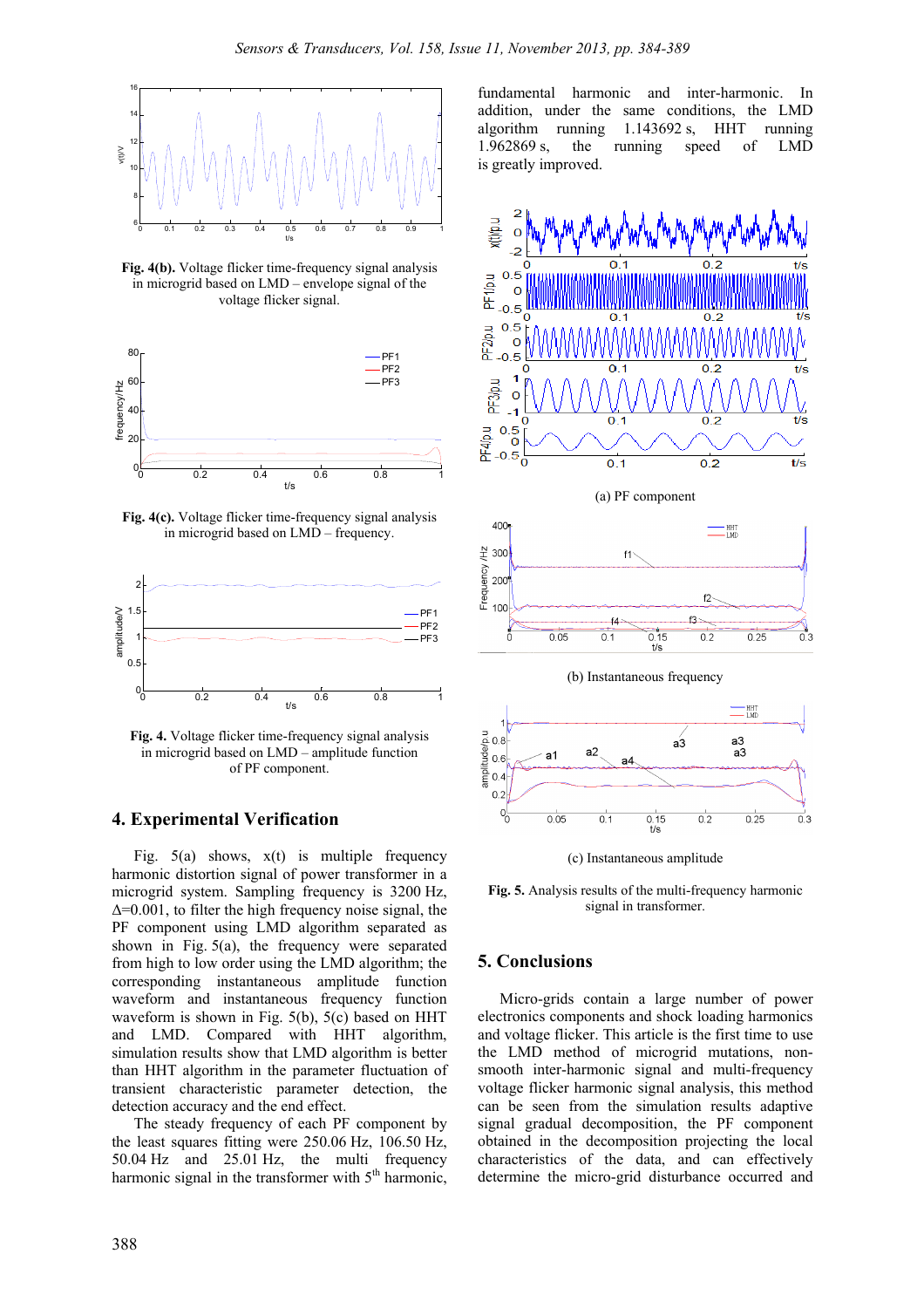Fig. 4(b). Voltage flicker time-frequency signal analysis in microgrid based on LMD – envelope signal of the voltage flicker signal.

Fig. 4(c). Voltage flicker time-frequency signal analysis in microgrid based on LMD – frequency.

**Fig. 4.** Voltage flicker time-frequency signal analysis in microgrid based on LMD – amplitude function of PF component.

## 4. Experimental Verification

Fig. 5(a) shows, x(t) is multiple frequency harmonic distortion signal of power transformer in a microgrid system. Sampling frequency is 3200 Hz, Δ=0.001, to filter the high frequency noise signal, the PF component using LMD algorithm separated as shown in Fig. 5(a), the frequency were separated from high to low order using the LMD algorithm; the corresponding instantaneous amplitude function waveform and instantaneous frequency function waveform is shown in Fig. 5(b), 5(c) based on HHT and LMD. Compared with HHT algorithm, simulation results show that LMD algorithm is better than HHT algorithm in the parameter fluctuation of transient characteristic parameter detection, the detection accuracy and the end effect.

The steady frequency of each PF component by the least squares fitting were 250.06 Hz, 106.50 Hz, 50.04 Hz and 25.01 Hz, the multi frequency harmonic signal in the transformer with 5th harmonic, fundamental harmonic and inter-harmonic. In addition, under the same conditions, the LMD algorithm running 1.143692 s, HHT running 1.962869 s, the running speed of LMD is greatly improved.

(a) PF component

(b) Instantaneous frequency

(c) Instantaneous amplitude

**Fig. 5.** Analysis results of the multi-frequency harmonic signal in transformer.

## 5. Conclusions

Micro-grids contain a large number of power electronics components and shock loading harmonics and voltage flicker. This article is the first time to use the LMD method of microgrid mutations, non-smooth inter-harmonic signal and multi-frequency voltage flicker harmonic signal analysis, this method can be seen from the simulation results adaptive signal gradual decomposition, the PF component obtained in the decomposition projecting the local characteristics of the data, and can effectively determine the micro-grid disturbance occurred and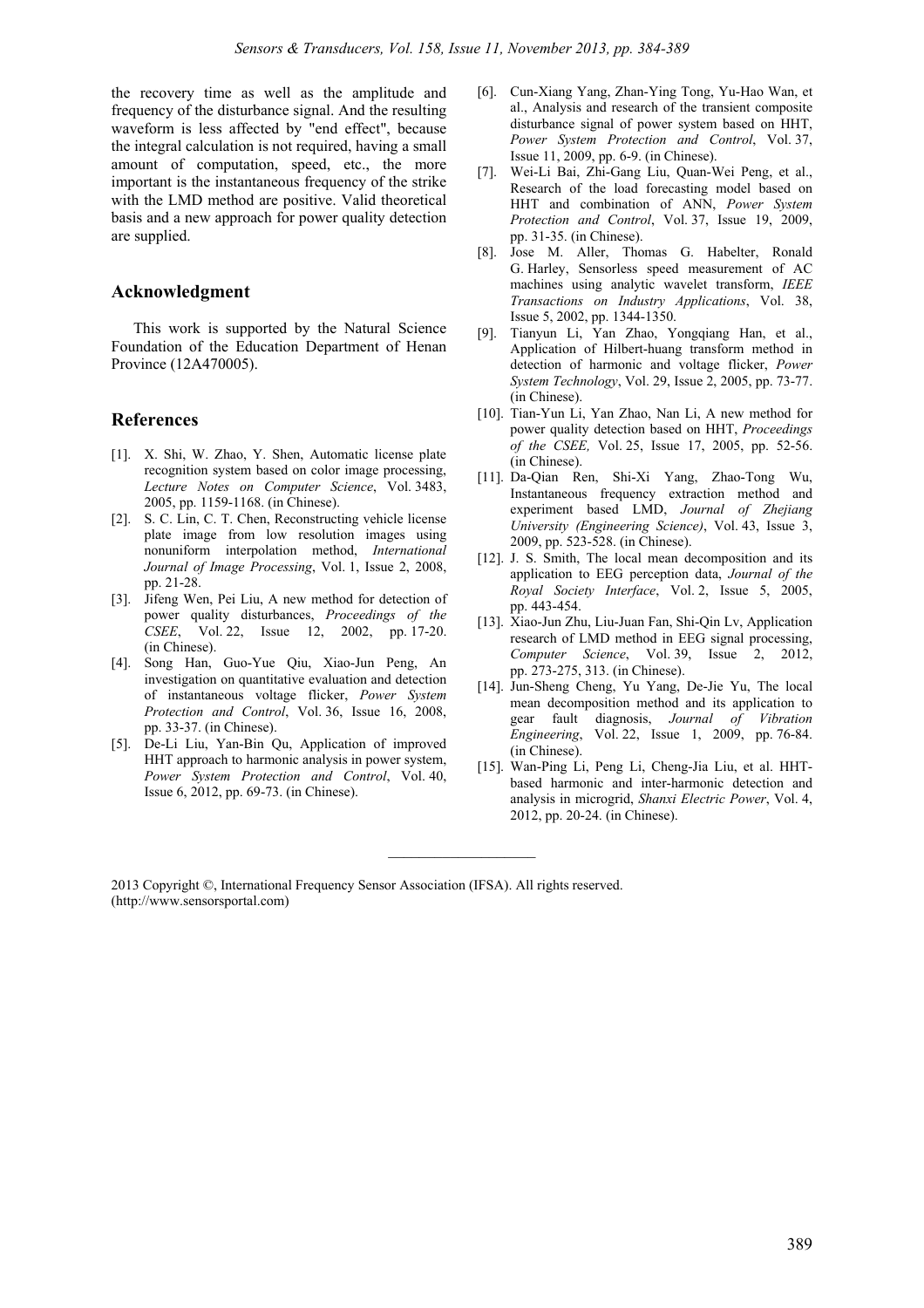the recovery time as well as the amplitude and frequency of the disturbance signal. And the resulting waveform is less affected by "end effect", because the integral calculation is not required, having a small amount of computation, speed, etc., the more important is the instantaneous frequency of the strike with the LMD method are positive. Valid theoretical basis and a new approach for power quality detection are supplied.

## Acknowledgment

This work is supported by the Natural Science Foundation of the Education Department of Henan Province (12A470005).

## References

[1]. X. Shi, W. Zhao, Y. Shen, Automatic license plate recognition system based on color image processing, *Lecture Notes on Computer Science*, Vol. 3483, 2005, pp. 1159-1168. (in Chinese).

[2]. S. C. Lin, C. T. Chen, Reconstructing vehicle license plate image from low resolution images using nonuniform interpolation method, *International Journal of Image Processing*, Vol. 1, Issue 2, 2008, pp. 21-28.

[3]. Jifeng Wen, Pei Liu, A new method for detection of power quality disturbances, *Proceedings of the CSEE*, Vol. 22, Issue 12, 2002, pp. 17-20. (in Chinese).

[4]. Song Han, Guo-Yue Qiu, Xiao-Jun Peng, An investigation on quantitative evaluation and detection of instantaneous voltage flicker, *Power System Protection and Control*, Vol. 36, Issue 16, 2008, pp. 33-37. (in Chinese).

[5]. De-Li Liu, Yan-Bin Qu, Application of improved HHT approach to harmonic analysis in power system, *Power System Protection and Control*, Vol. 40, Issue 6, 2012, pp. 69-73. (in Chinese).

[6]. Cun-Xiang Yang, Zhan-Ying Tong, Yu-Hao Wan, et al., Analysis and research of the transient composite disturbance signal of power system based on HHT, *Power System Protection and Control*, Vol. 37, Issue 11, 2009, pp. 6-9. (in Chinese).

[7]. Wei-Li Bai, Zhi-Gang Liu, Quan-Wei Peng, et al., Research of the load forecasting model based on HHT and combination of ANN, *Power System Protection and Control*, Vol. 37, Issue 19, 2009, pp. 31-35. (in Chinese).

[8]. Jose M. Aller, Thomas G. Habelter, Ronald G. Harley, Sensorless speed measurement of AC machines using analytic wavelet transform, *IEEE Transactions on Industry Applications*, Vol. 38, Issue 5, 2002, pp. 1344-1350.

[9]. Tianyun Li, Yan Zhao, Yongqiang Han, et al., Application of Hilbert-huang transform method in detection of harmonic and voltage flicker, *Power System Technology*, Vol. 29, Issue 2, 2005, pp. 73-77. (in Chinese).

[10]. Tian-Yun Li, Yan Zhao, Nan Li, A new method for power quality detection based on HHT, *Proceedings of the CSEE,* Vol. 25, Issue 17, 2005, pp. 52-56. (in Chinese).

[11]. Da-Qian Ren, Shi-Xi Yang, Zhao-Tong Wu, Instantaneous frequency extraction method and experiment based LMD, *Journal of Zhejiang University (Engineering Science)*, Vol. 43, Issue 3, 2009, pp. 523-528. (in Chinese).

[12]. J. S. Smith, The local mean decomposition and its application to EEG perception data, *Journal of the Royal Society Interface*, Vol. 2, Issue 5, 2005, pp. 443-454.

[13]. Xiao-Jun Zhu, Liu-Juan Fan, Shi-Qin Lv, Application research of LMD method in EEG signal processing, *Computer Science*, Vol. 39, Issue 2, 2012, pp. 273-275, 313. (in Chinese).

[14]. Jun-Sheng Cheng, Yu Yang, De-Jie Yu, The local mean decomposition method and its application to gear fault diagnosis, *Journal of Vibration Engineering*, Vol. 22, Issue 1, 2009, pp. 76-84. (in Chinese).

[15]. Wan-Ping Li, Peng Li, Cheng-Jia Liu, et al. HHT-based harmonic and inter-harmonic detection and analysis in microgrid, *Shanxi Electric Power*, Vol. 4, 2012, pp. 20-24. (in Chinese).

---

2013 Copyright ©, International Frequency Sensor Association (IFSA). All rights reserved. (http://www.sensorsportal.com)